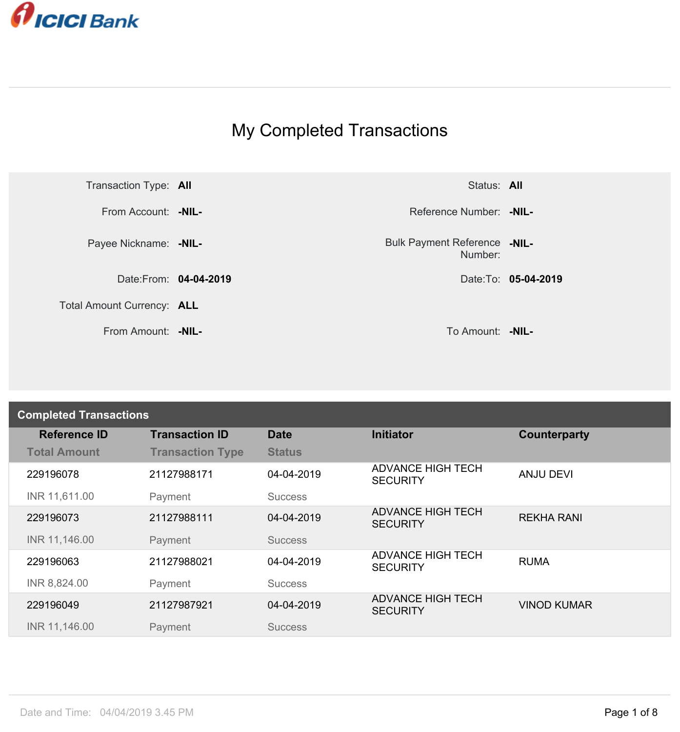ICICI Bank

# My Completed Transactions

| | | | |
|---|---|---|---|
| Transaction Type: | **All** | Status: | **All** |
| From Account: | **-NIL-** | Reference Number: | **-NIL-** |
| Payee Nickname: | **-NIL-** | Bulk Payment Reference Number: | **-NIL-** |
| Date:From: | **04-04-2019** | Date:To: | **05-04-2019** |
| Total Amount Currency: | **ALL** | | |
| From Amount: | **-NIL-** | To Amount: | **-NIL-** |

## Completed Transactions

| Reference ID / Total Amount | Transaction ID / Transaction Type | Date / Status | Initiator | Counterparty |
|---|---|---|---|---|
| 229196078 / INR 11,611.00 | 21127988171 / Payment | 04-04-2019 / Success | ADVANCE HIGH TECH SECURITY | ANJU DEVI |
| 229196073 / INR 11,146.00 | 21127988111 / Payment | 04-04-2019 / Success | ADVANCE HIGH TECH SECURITY | REKHA RANI |
| 229196063 / INR 8,824.00 | 21127988021 / Payment | 04-04-2019 / Success | ADVANCE HIGH TECH SECURITY | RUMA |
| 229196049 / INR 11,146.00 | 21127987921 / Payment | 04-04-2019 / Success | ADVANCE HIGH TECH SECURITY | VINOD KUMAR |

Date and Time: 04/04/2019 3.45 PM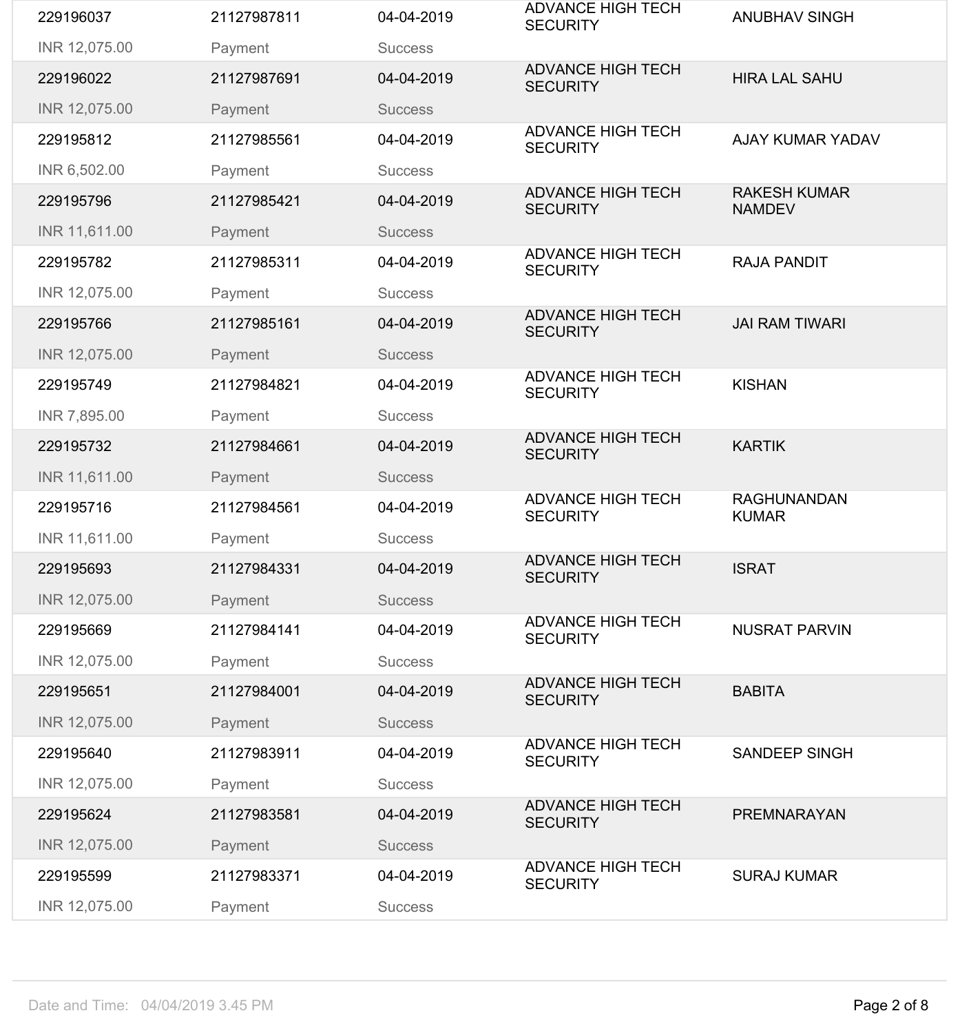| | | | | |
|---|---|---|---|---|
| 229196037 | 21127987811 | 04-04-2019 | ADVANCE HIGH TECH SECURITY | ANUBHAV SINGH |
| INR 12,075.00 | Payment | Success | | |
| 229196022 | 21127987691 | 04-04-2019 | ADVANCE HIGH TECH SECURITY | HIRA LAL SAHU |
| INR 12,075.00 | Payment | Success | | |
| 229195812 | 21127985561 | 04-04-2019 | ADVANCE HIGH TECH SECURITY | AJAY KUMAR YADAV |
| INR 6,502.00 | Payment | Success | | |
| 229195796 | 21127985421 | 04-04-2019 | ADVANCE HIGH TECH SECURITY | RAKESH KUMAR NAMDEV |
| INR 11,611.00 | Payment | Success | | |
| 229195782 | 21127985311 | 04-04-2019 | ADVANCE HIGH TECH SECURITY | RAJA PANDIT |
| INR 12,075.00 | Payment | Success | | |
| 229195766 | 21127985161 | 04-04-2019 | ADVANCE HIGH TECH SECURITY | JAI RAM TIWARI |
| INR 12,075.00 | Payment | Success | | |
| 229195749 | 21127984821 | 04-04-2019 | ADVANCE HIGH TECH SECURITY | KISHAN |
| INR 7,895.00 | Payment | Success | | |
| 229195732 | 21127984661 | 04-04-2019 | ADVANCE HIGH TECH SECURITY | KARTIK |
| INR 11,611.00 | Payment | Success | | |
| 229195716 | 21127984561 | 04-04-2019 | ADVANCE HIGH TECH SECURITY | RAGHUNANDAN KUMAR |
| INR 11,611.00 | Payment | Success | | |
| 229195693 | 21127984331 | 04-04-2019 | ADVANCE HIGH TECH SECURITY | ISRAT |
| INR 12,075.00 | Payment | Success | | |
| 229195669 | 21127984141 | 04-04-2019 | ADVANCE HIGH TECH SECURITY | NUSRAT PARVIN |
| INR 12,075.00 | Payment | Success | | |
| 229195651 | 21127984001 | 04-04-2019 | ADVANCE HIGH TECH SECURITY | BABITA |
| INR 12,075.00 | Payment | Success | | |
| 229195640 | 21127983911 | 04-04-2019 | ADVANCE HIGH TECH SECURITY | SANDEEP SINGH |
| INR 12,075.00 | Payment | Success | | |
| 229195624 | 21127983581 | 04-04-2019 | ADVANCE HIGH TECH SECURITY | PREMNARAYAN |
| INR 12,075.00 | Payment | Success | | |
| 229195599 | 21127983371 | 04-04-2019 | ADVANCE HIGH TECH SECURITY | SURAJ KUMAR |
| INR 12,075.00 | Payment | Success | | |

Date and Time: 04/04/2019 3.45 PM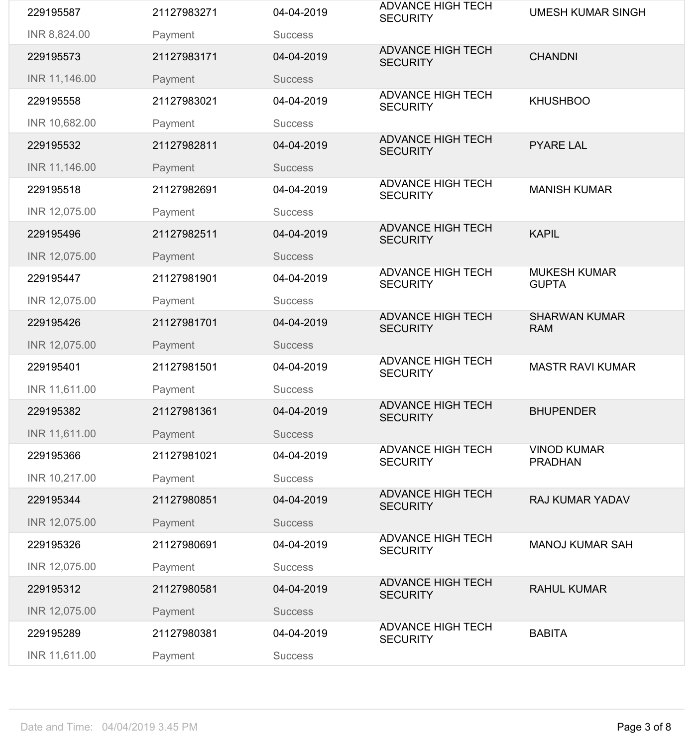| | | | | |
|---|---|---|---|---|
| 229195587<br>INR 8,824.00 | 21127983271<br>Payment | 04-04-2019<br>Success | ADVANCE HIGH TECH SECURITY | UMESH KUMAR SINGH |
| 229195573<br>INR 11,146.00 | 21127983171<br>Payment | 04-04-2019<br>Success | ADVANCE HIGH TECH SECURITY | CHANDNI |
| 229195558<br>INR 10,682.00 | 21127983021<br>Payment | 04-04-2019<br>Success | ADVANCE HIGH TECH SECURITY | KHUSHBOO |
| 229195532<br>INR 11,146.00 | 21127982811<br>Payment | 04-04-2019<br>Success | ADVANCE HIGH TECH SECURITY | PYARE LAL |
| 229195518<br>INR 12,075.00 | 21127982691<br>Payment | 04-04-2019<br>Success | ADVANCE HIGH TECH SECURITY | MANISH KUMAR |
| 229195496<br>INR 12,075.00 | 21127982511<br>Payment | 04-04-2019<br>Success | ADVANCE HIGH TECH SECURITY | KAPIL |
| 229195447<br>INR 12,075.00 | 21127981901<br>Payment | 04-04-2019<br>Success | ADVANCE HIGH TECH SECURITY | MUKESH KUMAR GUPTA |
| 229195426<br>INR 12,075.00 | 21127981701<br>Payment | 04-04-2019<br>Success | ADVANCE HIGH TECH SECURITY | SHARWAN KUMAR RAM |
| 229195401<br>INR 11,611.00 | 21127981501<br>Payment | 04-04-2019<br>Success | ADVANCE HIGH TECH SECURITY | MASTR RAVI KUMAR |
| 229195382<br>INR 11,611.00 | 21127981361<br>Payment | 04-04-2019<br>Success | ADVANCE HIGH TECH SECURITY | BHUPENDER |
| 229195366<br>INR 10,217.00 | 21127981021<br>Payment | 04-04-2019<br>Success | ADVANCE HIGH TECH SECURITY | VINOD KUMAR PRADHAN |
| 229195344<br>INR 12,075.00 | 21127980851<br>Payment | 04-04-2019<br>Success | ADVANCE HIGH TECH SECURITY | RAJ KUMAR YADAV |
| 229195326<br>INR 12,075.00 | 21127980691<br>Payment | 04-04-2019<br>Success | ADVANCE HIGH TECH SECURITY | MANOJ KUMAR SAH |
| 229195312<br>INR 12,075.00 | 21127980581<br>Payment | 04-04-2019<br>Success | ADVANCE HIGH TECH SECURITY | RAHUL KUMAR |
| 229195289<br>INR 11,611.00 | 21127980381<br>Payment | 04-04-2019<br>Success | ADVANCE HIGH TECH SECURITY | BABITA |

Date and Time: 04/04/2019 3.45 PM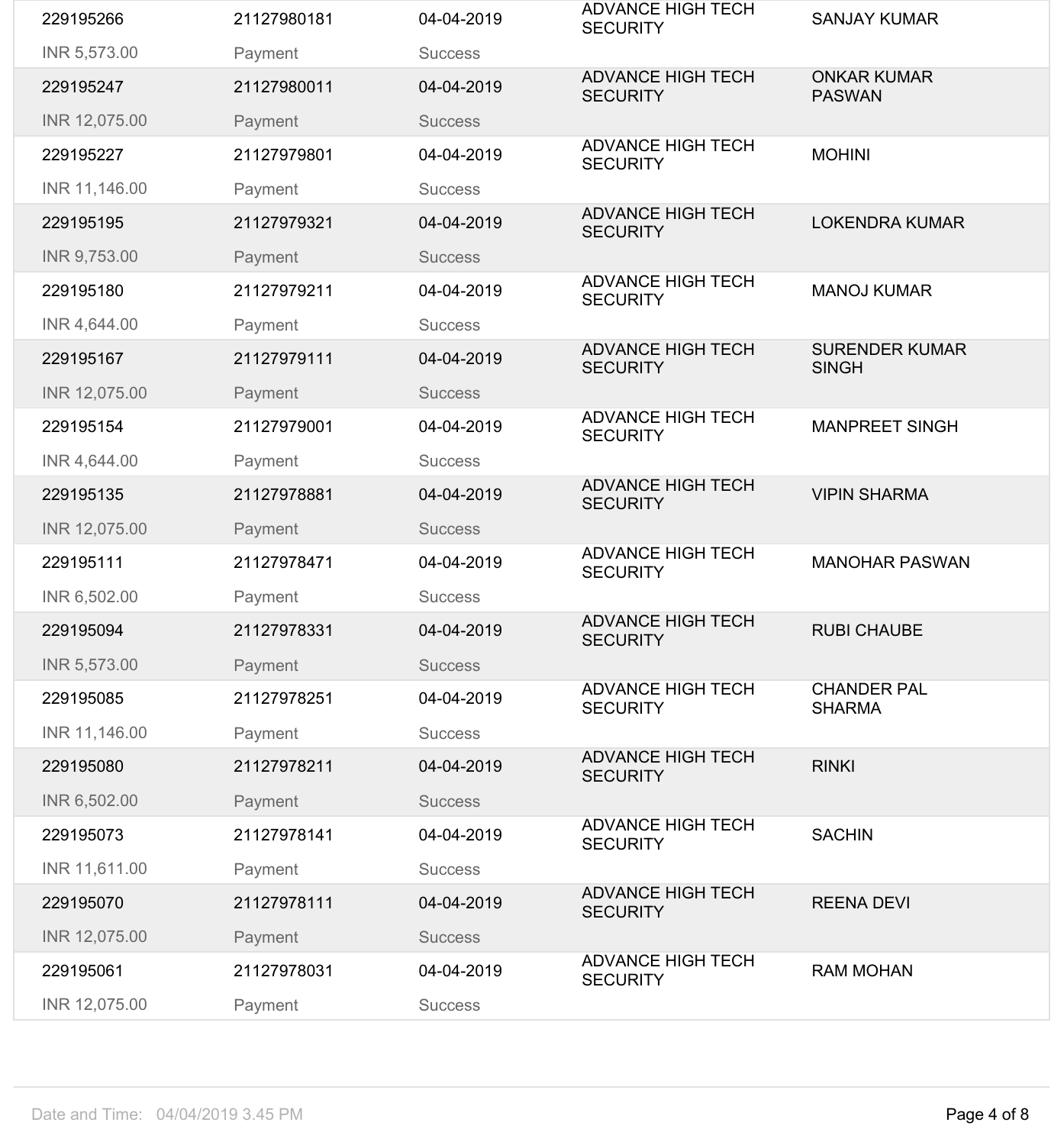| | | | | |
|---|---|---|---|---|
| 229195266 | 21127980181 | 04-04-2019 | ADVANCE HIGH TECH SECURITY | SANJAY KUMAR |
| INR 5,573.00 | Payment | Success | | |
| 229195247 | 21127980011 | 04-04-2019 | ADVANCE HIGH TECH SECURITY | ONKAR KUMAR PASWAN |
| INR 12,075.00 | Payment | Success | | |
| 229195227 | 21127979801 | 04-04-2019 | ADVANCE HIGH TECH SECURITY | MOHINI |
| INR 11,146.00 | Payment | Success | | |
| 229195195 | 21127979321 | 04-04-2019 | ADVANCE HIGH TECH SECURITY | LOKENDRA KUMAR |
| INR 9,753.00 | Payment | Success | | |
| 229195180 | 21127979211 | 04-04-2019 | ADVANCE HIGH TECH SECURITY | MANOJ KUMAR |
| INR 4,644.00 | Payment | Success | | |
| 229195167 | 21127979111 | 04-04-2019 | ADVANCE HIGH TECH SECURITY | SURENDER KUMAR SINGH |
| INR 12,075.00 | Payment | Success | | |
| 229195154 | 21127979001 | 04-04-2019 | ADVANCE HIGH TECH SECURITY | MANPREET SINGH |
| INR 4,644.00 | Payment | Success | | |
| 229195135 | 21127978881 | 04-04-2019 | ADVANCE HIGH TECH SECURITY | VIPIN SHARMA |
| INR 12,075.00 | Payment | Success | | |
| 229195111 | 21127978471 | 04-04-2019 | ADVANCE HIGH TECH SECURITY | MANOHAR PASWAN |
| INR 6,502.00 | Payment | Success | | |
| 229195094 | 21127978331 | 04-04-2019 | ADVANCE HIGH TECH SECURITY | RUBI CHAUBE |
| INR 5,573.00 | Payment | Success | | |
| 229195085 | 21127978251 | 04-04-2019 | ADVANCE HIGH TECH SECURITY | CHANDER PAL SHARMA |
| INR 11,146.00 | Payment | Success | | |
| 229195080 | 21127978211 | 04-04-2019 | ADVANCE HIGH TECH SECURITY | RINKI |
| INR 6,502.00 | Payment | Success | | |
| 229195073 | 21127978141 | 04-04-2019 | ADVANCE HIGH TECH SECURITY | SACHIN |
| INR 11,611.00 | Payment | Success | | |
| 229195070 | 21127978111 | 04-04-2019 | ADVANCE HIGH TECH SECURITY | REENA DEVI |
| INR 12,075.00 | Payment | Success | | |
| 229195061 | 21127978031 | 04-04-2019 | ADVANCE HIGH TECH SECURITY | RAM MOHAN |
| INR 12,075.00 | Payment | Success | | |

Date and Time: 04/04/2019 3.45 PM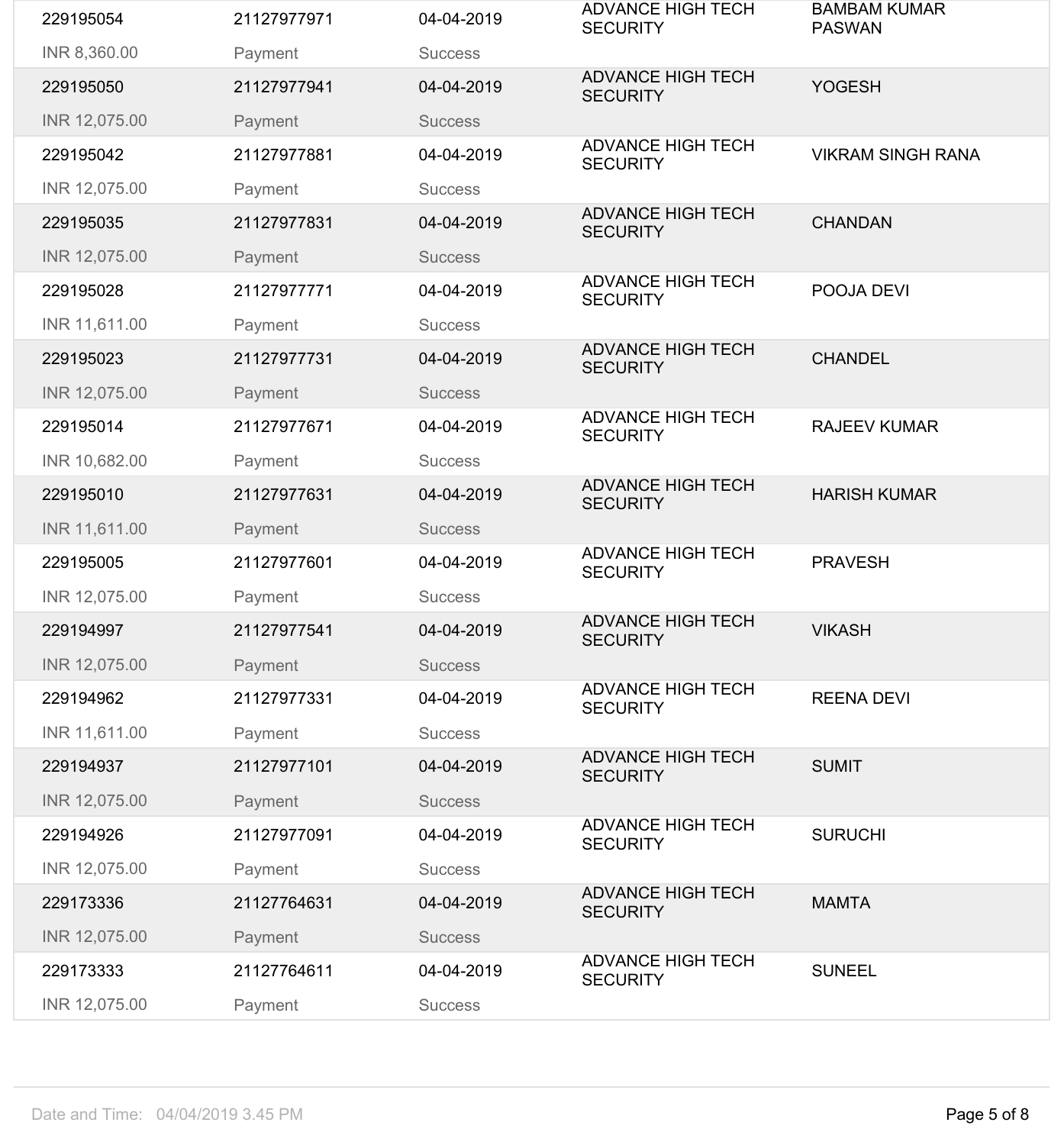| | | | | |
|---|---|---|---|---|
| 229195054<br>INR 8,360.00 | 21127977971<br>Payment | 04-04-2019<br>Success | ADVANCE HIGH TECH SECURITY | BAMBAM KUMAR PASWAN |
| 229195050<br>INR 12,075.00 | 21127977941<br>Payment | 04-04-2019<br>Success | ADVANCE HIGH TECH SECURITY | YOGESH |
| 229195042<br>INR 12,075.00 | 21127977881<br>Payment | 04-04-2019<br>Success | ADVANCE HIGH TECH SECURITY | VIKRAM SINGH RANA |
| 229195035<br>INR 12,075.00 | 21127977831<br>Payment | 04-04-2019<br>Success | ADVANCE HIGH TECH SECURITY | CHANDAN |
| 229195028<br>INR 11,611.00 | 21127977771<br>Payment | 04-04-2019<br>Success | ADVANCE HIGH TECH SECURITY | POOJA DEVI |
| 229195023<br>INR 12,075.00 | 21127977731<br>Payment | 04-04-2019<br>Success | ADVANCE HIGH TECH SECURITY | CHANDEL |
| 229195014<br>INR 10,682.00 | 21127977671<br>Payment | 04-04-2019<br>Success | ADVANCE HIGH TECH SECURITY | RAJEEV KUMAR |
| 229195010<br>INR 11,611.00 | 21127977631<br>Payment | 04-04-2019<br>Success | ADVANCE HIGH TECH SECURITY | HARISH KUMAR |
| 229195005<br>INR 12,075.00 | 21127977601<br>Payment | 04-04-2019<br>Success | ADVANCE HIGH TECH SECURITY | PRAVESH |
| 229194997<br>INR 12,075.00 | 21127977541<br>Payment | 04-04-2019<br>Success | ADVANCE HIGH TECH SECURITY | VIKASH |
| 229194962<br>INR 11,611.00 | 21127977331<br>Payment | 04-04-2019<br>Success | ADVANCE HIGH TECH SECURITY | REENA DEVI |
| 229194937<br>INR 12,075.00 | 21127977101<br>Payment | 04-04-2019<br>Success | ADVANCE HIGH TECH SECURITY | SUMIT |
| 229194926<br>INR 12,075.00 | 21127977091<br>Payment | 04-04-2019<br>Success | ADVANCE HIGH TECH SECURITY | SURUCHI |
| 229173336<br>INR 12,075.00 | 21127764631<br>Payment | 04-04-2019<br>Success | ADVANCE HIGH TECH SECURITY | MAMTA |
| 229173333<br>INR 12,075.00 | 21127764611<br>Payment | 04-04-2019<br>Success | ADVANCE HIGH TECH SECURITY | SUNEEL |

Date and Time: 04/04/2019 3.45 PM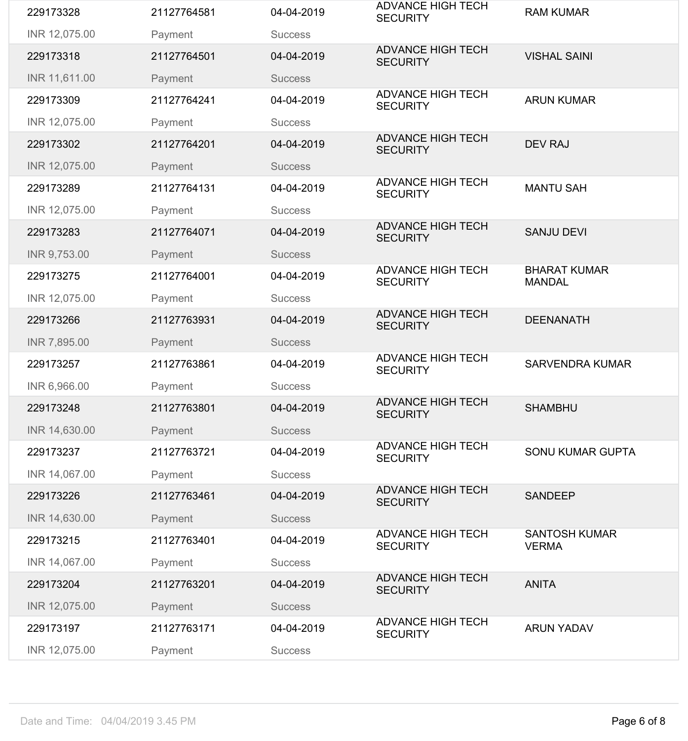| | | | | |
|---|---|---|---|---|
| 229173328<br>INR 12,075.00 | 21127764581<br>Payment | 04-04-2019<br>Success | ADVANCE HIGH TECH SECURITY | RAM KUMAR |
| 229173318<br>INR 11,611.00 | 21127764501<br>Payment | 04-04-2019<br>Success | ADVANCE HIGH TECH SECURITY | VISHAL SAINI |
| 229173309<br>INR 12,075.00 | 21127764241<br>Payment | 04-04-2019<br>Success | ADVANCE HIGH TECH SECURITY | ARUN KUMAR |
| 229173302<br>INR 12,075.00 | 21127764201<br>Payment | 04-04-2019<br>Success | ADVANCE HIGH TECH SECURITY | DEV RAJ |
| 229173289<br>INR 12,075.00 | 21127764131<br>Payment | 04-04-2019<br>Success | ADVANCE HIGH TECH SECURITY | MANTU SAH |
| 229173283<br>INR 9,753.00 | 21127764071<br>Payment | 04-04-2019<br>Success | ADVANCE HIGH TECH SECURITY | SANJU DEVI |
| 229173275<br>INR 12,075.00 | 21127764001<br>Payment | 04-04-2019<br>Success | ADVANCE HIGH TECH SECURITY | BHARAT KUMAR MANDAL |
| 229173266<br>INR 7,895.00 | 21127763931<br>Payment | 04-04-2019<br>Success | ADVANCE HIGH TECH SECURITY | DEENANATH |
| 229173257<br>INR 6,966.00 | 21127763861<br>Payment | 04-04-2019<br>Success | ADVANCE HIGH TECH SECURITY | SARVENDRA KUMAR |
| 229173248<br>INR 14,630.00 | 21127763801<br>Payment | 04-04-2019<br>Success | ADVANCE HIGH TECH SECURITY | SHAMBHU |
| 229173237<br>INR 14,067.00 | 21127763721<br>Payment | 04-04-2019<br>Success | ADVANCE HIGH TECH SECURITY | SONU KUMAR GUPTA |
| 229173226<br>INR 14,630.00 | 21127763461<br>Payment | 04-04-2019<br>Success | ADVANCE HIGH TECH SECURITY | SANDEEP |
| 229173215<br>INR 14,067.00 | 21127763401<br>Payment | 04-04-2019<br>Success | ADVANCE HIGH TECH SECURITY | SANTOSH KUMAR VERMA |
| 229173204<br>INR 12,075.00 | 21127763201<br>Payment | 04-04-2019<br>Success | ADVANCE HIGH TECH SECURITY | ANITA |
| 229173197<br>INR 12,075.00 | 21127763171<br>Payment | 04-04-2019<br>Success | ADVANCE HIGH TECH SECURITY | ARUN YADAV |

Date and Time: 04/04/2019 3.45 PM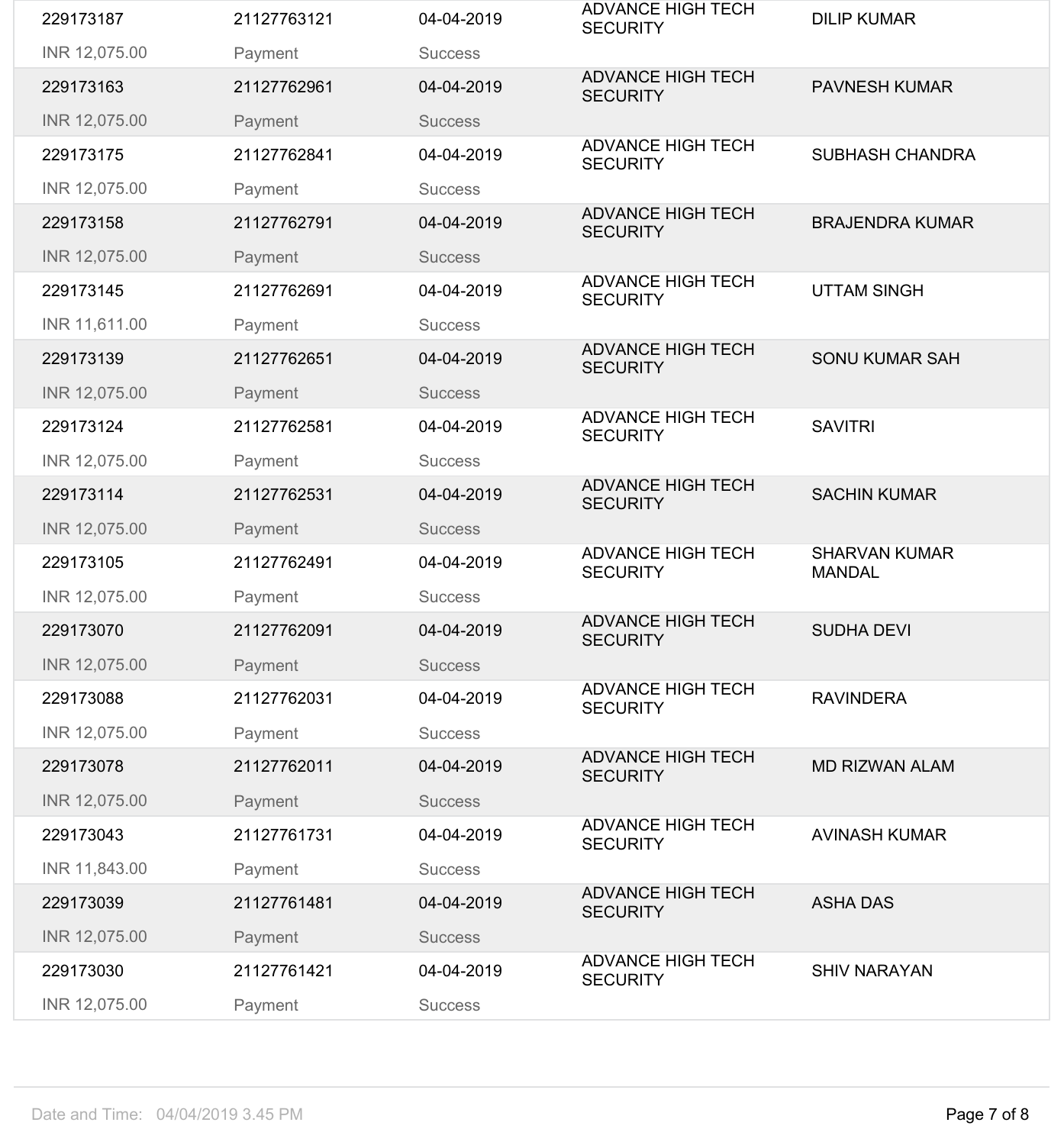| | | | | |
|---|---|---|---|---|
| 229173187<br>INR 12,075.00 | 21127763121<br>Payment | 04-04-2019<br>Success | ADVANCE HIGH TECH SECURITY | DILIP KUMAR |
| 229173163<br>INR 12,075.00 | 21127762961<br>Payment | 04-04-2019<br>Success | ADVANCE HIGH TECH SECURITY | PAVNESH KUMAR |
| 229173175<br>INR 12,075.00 | 21127762841<br>Payment | 04-04-2019<br>Success | ADVANCE HIGH TECH SECURITY | SUBHASH CHANDRA |
| 229173158<br>INR 12,075.00 | 21127762791<br>Payment | 04-04-2019<br>Success | ADVANCE HIGH TECH SECURITY | BRAJENDRA KUMAR |
| 229173145<br>INR 11,611.00 | 21127762691<br>Payment | 04-04-2019<br>Success | ADVANCE HIGH TECH SECURITY | UTTAM SINGH |
| 229173139<br>INR 12,075.00 | 21127762651<br>Payment | 04-04-2019<br>Success | ADVANCE HIGH TECH SECURITY | SONU KUMAR SAH |
| 229173124<br>INR 12,075.00 | 21127762581<br>Payment | 04-04-2019<br>Success | ADVANCE HIGH TECH SECURITY | SAVITRI |
| 229173114<br>INR 12,075.00 | 21127762531<br>Payment | 04-04-2019<br>Success | ADVANCE HIGH TECH SECURITY | SACHIN KUMAR |
| 229173105<br>INR 12,075.00 | 21127762491<br>Payment | 04-04-2019<br>Success | ADVANCE HIGH TECH SECURITY | SHARVAN KUMAR MANDAL |
| 229173070<br>INR 12,075.00 | 21127762091<br>Payment | 04-04-2019<br>Success | ADVANCE HIGH TECH SECURITY | SUDHA DEVI |
| 229173088<br>INR 12,075.00 | 21127762031<br>Payment | 04-04-2019<br>Success | ADVANCE HIGH TECH SECURITY | RAVINDERA |
| 229173078<br>INR 12,075.00 | 21127762011<br>Payment | 04-04-2019<br>Success | ADVANCE HIGH TECH SECURITY | MD RIZWAN ALAM |
| 229173043<br>INR 11,843.00 | 21127761731<br>Payment | 04-04-2019<br>Success | ADVANCE HIGH TECH SECURITY | AVINASH KUMAR |
| 229173039<br>INR 12,075.00 | 21127761481<br>Payment | 04-04-2019<br>Success | ADVANCE HIGH TECH SECURITY | ASHA DAS |
| 229173030<br>INR 12,075.00 | 21127761421<br>Payment | 04-04-2019<br>Success | ADVANCE HIGH TECH SECURITY | SHIV NARAYAN |

Date and Time: 04/04/2019 3.45 PM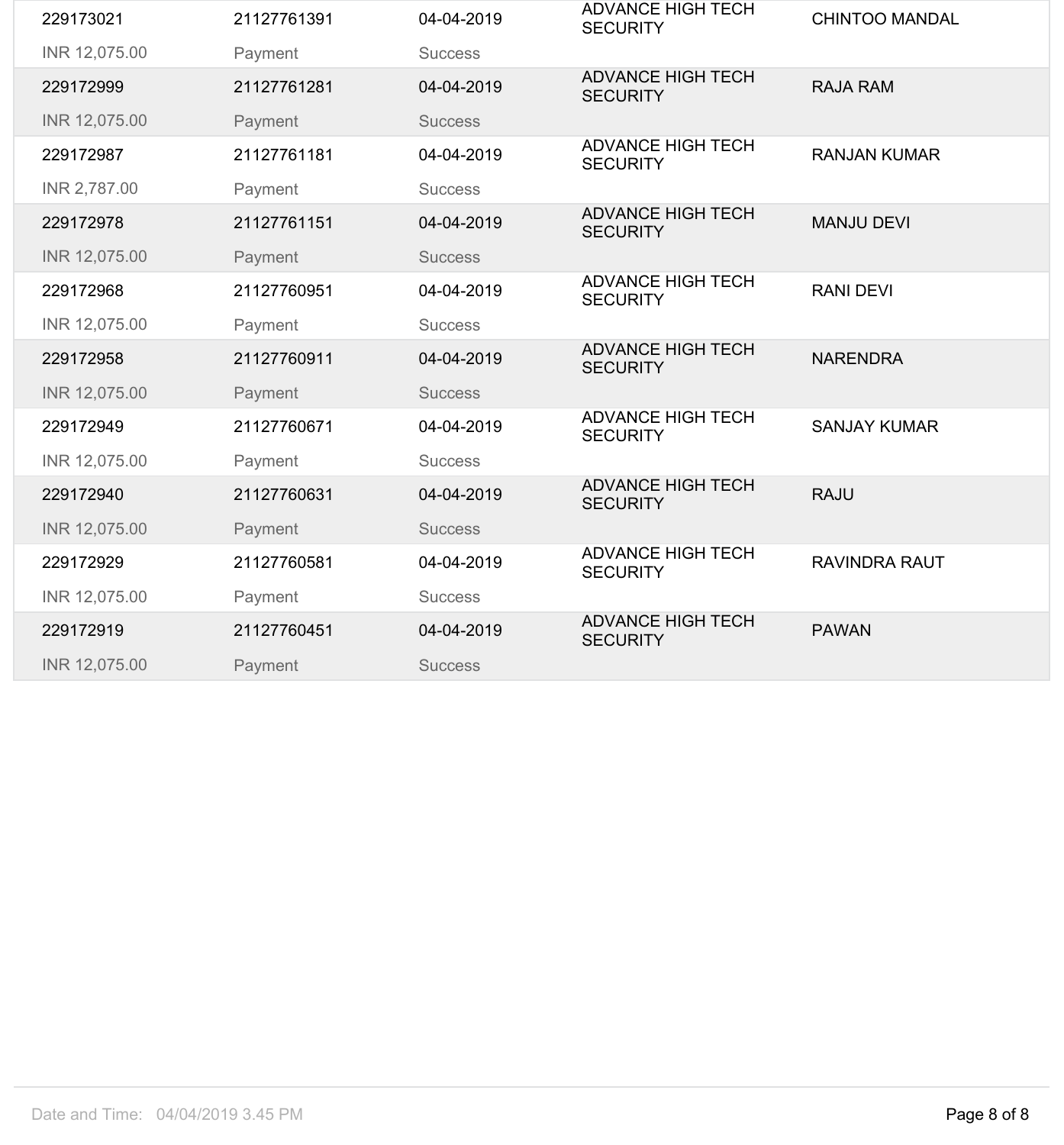| | | | | |
|---|---|---|---|---|
| 229173021 | 21127761391 | 04-04-2019 | ADVANCE HIGH TECH SECURITY | CHINTOO MANDAL |
| INR 12,075.00 | Payment | Success | | |
| 229172999 | 21127761281 | 04-04-2019 | ADVANCE HIGH TECH SECURITY | RAJA RAM |
| INR 12,075.00 | Payment | Success | | |
| 229172987 | 21127761181 | 04-04-2019 | ADVANCE HIGH TECH SECURITY | RANJAN KUMAR |
| INR 2,787.00 | Payment | Success | | |
| 229172978 | 21127761151 | 04-04-2019 | ADVANCE HIGH TECH SECURITY | MANJU DEVI |
| INR 12,075.00 | Payment | Success | | |
| 229172968 | 21127760951 | 04-04-2019 | ADVANCE HIGH TECH SECURITY | RANI DEVI |
| INR 12,075.00 | Payment | Success | | |
| 229172958 | 21127760911 | 04-04-2019 | ADVANCE HIGH TECH SECURITY | NARENDRA |
| INR 12,075.00 | Payment | Success | | |
| 229172949 | 21127760671 | 04-04-2019 | ADVANCE HIGH TECH SECURITY | SANJAY KUMAR |
| INR 12,075.00 | Payment | Success | | |
| 229172940 | 21127760631 | 04-04-2019 | ADVANCE HIGH TECH SECURITY | RAJU |
| INR 12,075.00 | Payment | Success | | |
| 229172929 | 21127760581 | 04-04-2019 | ADVANCE HIGH TECH SECURITY | RAVINDRA RAUT |
| INR 12,075.00 | Payment | Success | | |
| 229172919 | 21127760451 | 04-04-2019 | ADVANCE HIGH TECH SECURITY | PAWAN |
| INR 12,075.00 | Payment | Success | | |

Date and Time: 04/04/2019 3.45 PM